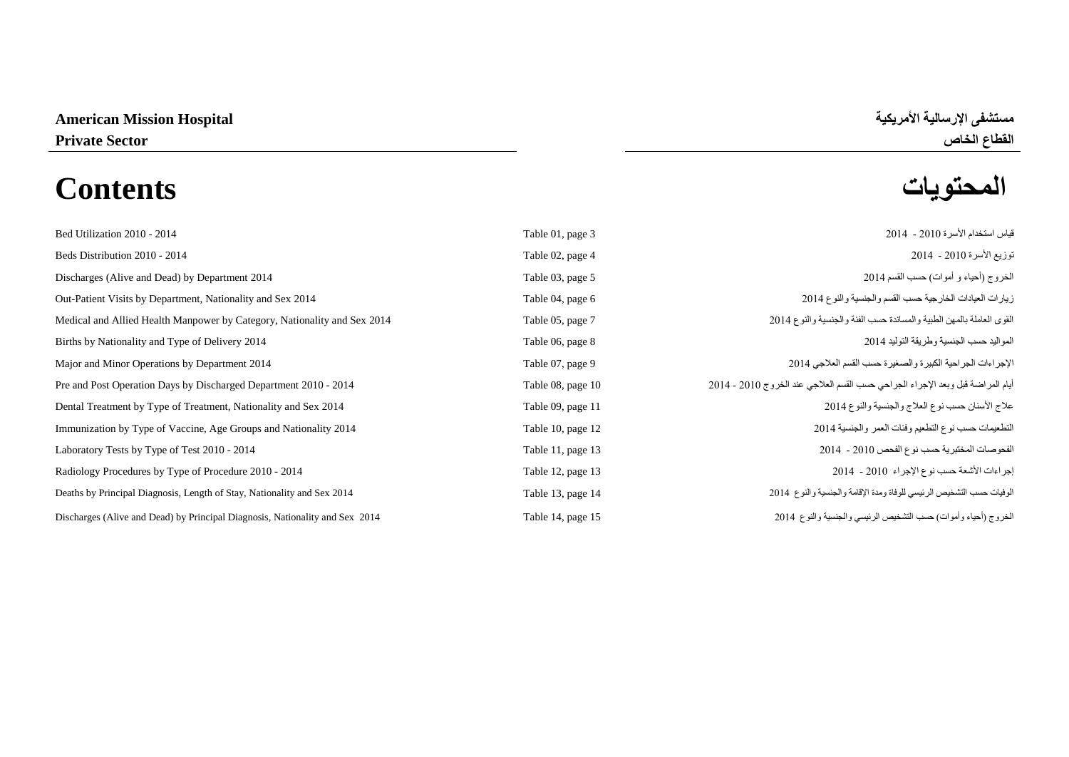**American Mission Hospital** **مستشفى الإرسالية الأمريكية**

**Private Sector** **القطاع الخاص**

# Contents المحتويات

| | | |
|---|---|---|
| Bed Utilization 2010 - 2014 | Table 01, page 3 | قياس استخدام الأسرة 2010 - 2014 |
| Beds Distribution 2010 - 2014 | Table 02, page 4 | توزيع الأسرة 2010 - 2014 |
| Discharges (Alive and Dead) by Department 2014 | Table 03, page 5 | الخروج (أحياء و أموات) حسب القسم 2014 |
| Out-Patient Visits by Department, Nationality and Sex 2014 | Table 04, page 6 | زيارات العيادات الخارجية حسب القسم والجنسية والنوع 2014 |
| Medical and Allied Health Manpower by Category, Nationality and Sex 2014 | Table 05, page 7 | القوى العاملة بالمهن الطبية والمساندة حسب الفئة والجنسية والنوع 2014 |
| Births by Nationality and Type of Delivery 2014 | Table 06, page 8 | المواليد حسب الجنسية وطريقة التوليد 2014 |
| Major and Minor Operations by Department 2014 | Table 07, page 9 | الإجراءات الجراحية الكبيرة والصغيرة حسب القسم العلاجي 2014 |
| Pre and Post Operation Days by Discharged Department 2010 - 2014 | Table 08, page 10 | أيام المراضة قبل وبعد الإجراء الجراحي حسب القسم العلاجي عند الخروج 2010 - 2014 |
| Dental Treatment by Type of Treatment, Nationality and Sex 2014 | Table 09, page 11 | علاج الأسنان حسب نوع العلاج والجنسية والنوع 2014 |
| Immunization by Type of Vaccine, Age Groups and Nationality 2014 | Table 10, page 12 | التطعيمات حسب نوع التطعيم وفئات العمر والجنسية 2014 |
| Laboratory Tests by Type of Test 2010 - 2014 | Table 11, page 13 | الفحوصات المختبرية حسب نوع الفحص 2010 - 2014 |
| Radiology Procedures by Type of Procedure 2010 - 2014 | Table 12, page 13 | إجراءات الأشعة حسب نوع الإجراء 2010 - 2014 |
| Deaths by Principal Diagnosis, Length of Stay, Nationality and Sex 2014 | Table 13, page 14 | الوفيات حسب التشخيص الرئيسي للوفاة ومدة الإقامة والجنسية والنوع 2014 |
| Discharges (Alive and Dead) by Principal Diagnosis, Nationality and Sex 2014 | Table 14, page 15 | الخروج (أحياء وأموات) حسب التشخيص الرئيسي والجنسية والنوع 2014 |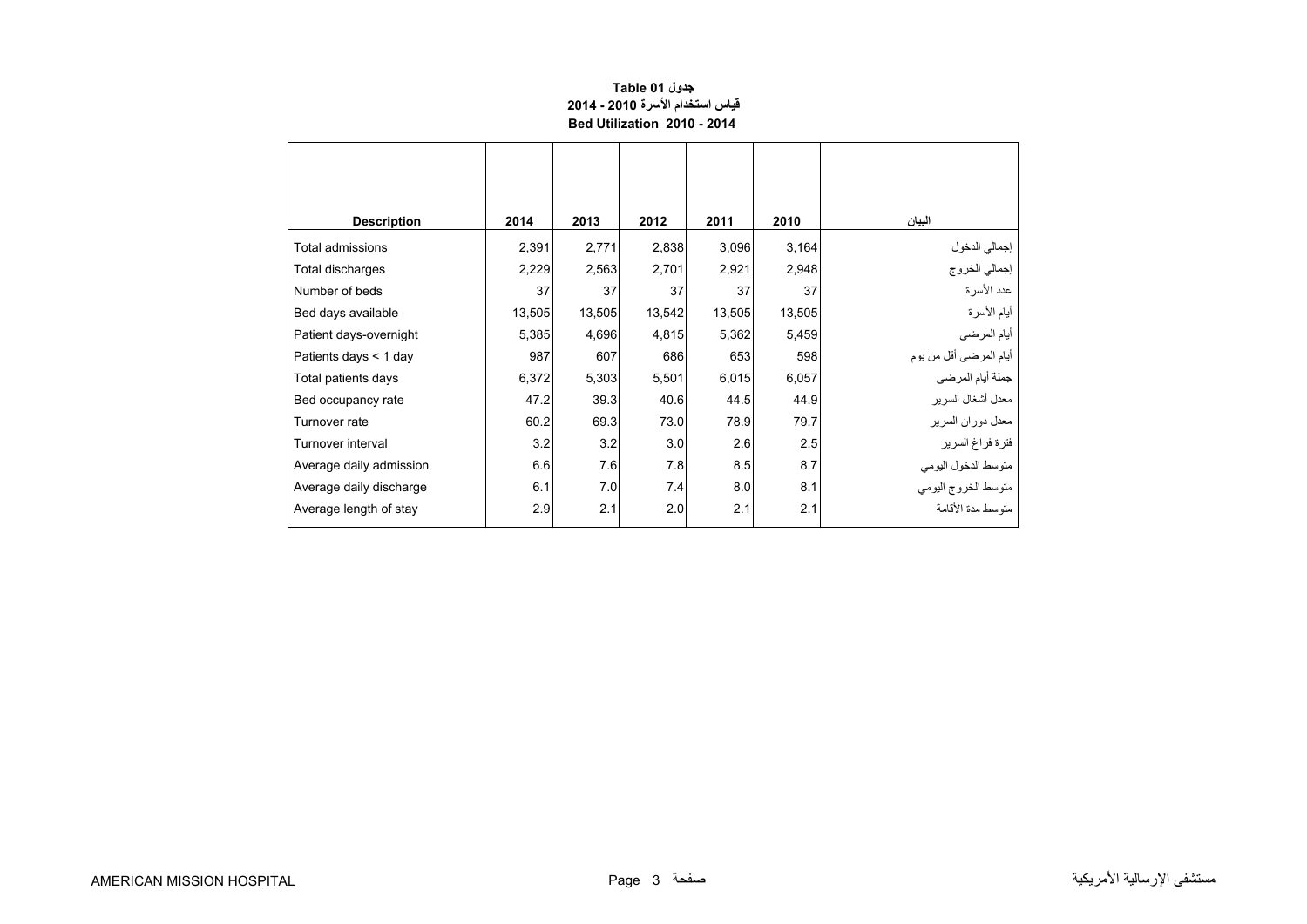**جدول Table 01**

**قياس استخدام الأسرة 2010 - 2014**

**Bed Utilization 2010 - 2014**

| Description | 2014 | 2013 | 2012 | 2011 | 2010 | البيان |
|---|---|---|---|---|---|---|
| Total admissions | 2,391 | 2,771 | 2,838 | 3,096 | 3,164 | إجمالي الدخول |
| Total discharges | 2,229 | 2,563 | 2,701 | 2,921 | 2,948 | إجمالي الخروج |
| Number of beds | 37 | 37 | 37 | 37 | 37 | عدد الأسرة |
| Bed days available | 13,505 | 13,505 | 13,542 | 13,505 | 13,505 | أيام الأسرة |
| Patient days-overnight | 5,385 | 4,696 | 4,815 | 5,362 | 5,459 | أيام المرضى |
| Patients days < 1 day | 987 | 607 | 686 | 653 | 598 | أيام المرضى أقل من يوم |
| Total patients days | 6,372 | 5,303 | 5,501 | 6,015 | 6,057 | جملة أيام المرضى |
| Bed occupancy rate | 47.2 | 39.3 | 40.6 | 44.5 | 44.9 | معدل أشغال السرير |
| Turnover rate | 60.2 | 69.3 | 73.0 | 78.9 | 79.7 | معدل دوران السرير |
| Turnover interval | 3.2 | 3.2 | 3.0 | 2.6 | 2.5 | فترة فراغ السرير |
| Average daily admission | 6.6 | 7.6 | 7.8 | 8.5 | 8.7 | متوسط الدخول اليومي |
| Average daily discharge | 6.1 | 7.0 | 7.4 | 8.0 | 8.1 | متوسط الخروج اليومي |
| Average length of stay | 2.9 | 2.1 | 2.0 | 2.1 | 2.1 | متوسط مدة الأقامة |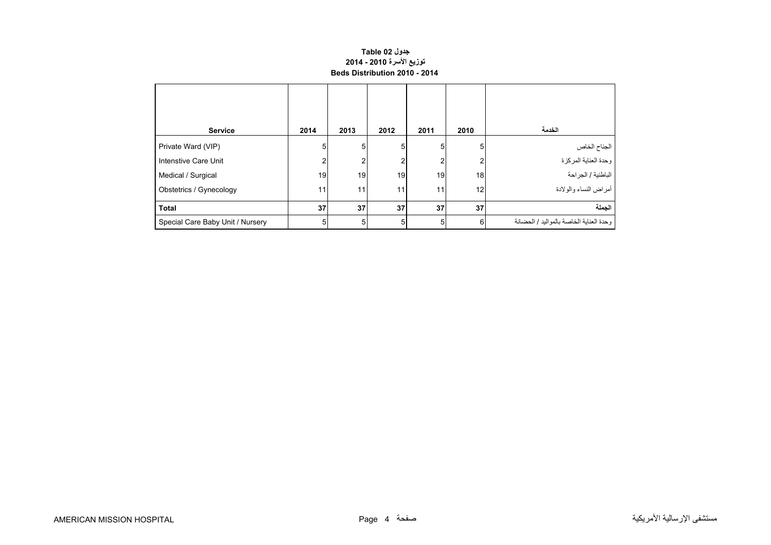**جدول Table 02**

**توزيع الأسرة 2010 - 2014**

**Beds Distribution 2010 - 2014**

| Service | 2014 | 2013 | 2012 | 2011 | 2010 | الخدمة |
|---|---|---|---|---|---|---|
| Private Ward (VIP) | 5 | 5 | 5 | 5 | 5 | الجناح الخاص |
| Intenstive Care Unit | 2 | 2 | 2 | 2 | 2 | وحدة العناية المركزة |
| Medical / Surgical | 19 | 19 | 19 | 19 | 18 | الباطنية / الجراحة |
| Obstetrics / Gynecology | 11 | 11 | 11 | 11 | 12 | أمراض النساء والولادة |
| **Total** | **37** | **37** | **37** | **37** | **37** | **الجملة** |
| Special Care Baby Unit / Nursery | 5 | 5 | 5 | 5 | 6 | وحدة العناية الخاصة بالمواليد / الحضانة |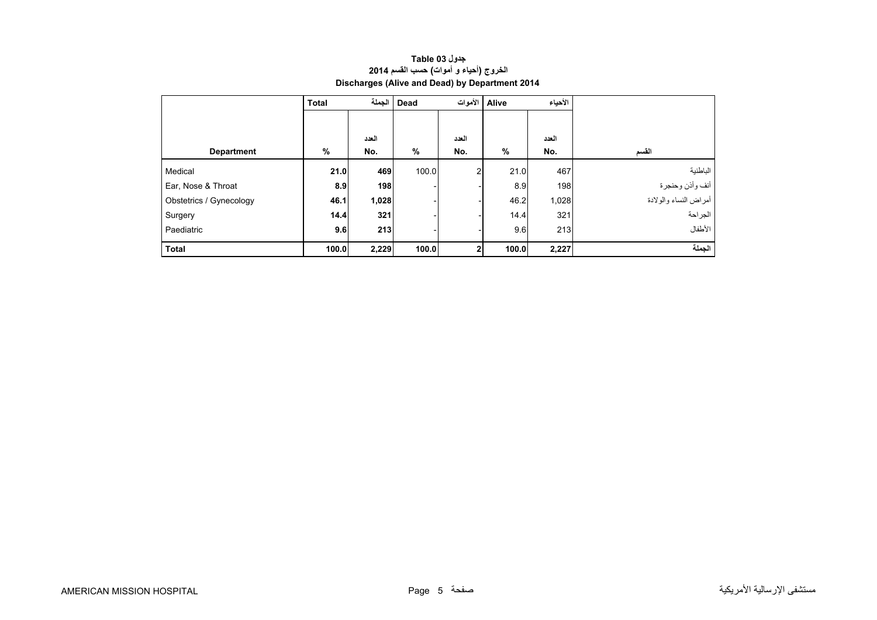**جدول 03 Table**

**الخروج (أحياء و أموات) حسب القسم 2014**

**Discharges (Alive and Dead) by Department 2014**

| | Total | الجملة | Dead | الأموات | Alive | الأحياء | |
|---|---|---|---|---|---|---|---|
| **Department** | **%** | **العدد No.** | **%** | **العدد No.** | **%** | **العدد No.** | **القسم** |
| Medical | **21.0** | **469** | 100.0 | 2 | 21.0 | 467 | الباطنية |
| Ear, Nose & Throat | **8.9** | **198** | - | - | 8.9 | 198 | أنف وأذن وحنجرة |
| Obstetrics / Gynecology | **46.1** | **1,028** | - | - | 46.2 | 1,028 | أمراض النساء والولادة |
| Surgery | **14.4** | **321** | - | - | 14.4 | 321 | الجراحة |
| Paediatric | **9.6** | **213** | - | - | 9.6 | 213 | الأطفال |
| **Total** | **100.0** | **2,229** | **100.0** | **2** | **100.0** | **2,227** | **الجملة** |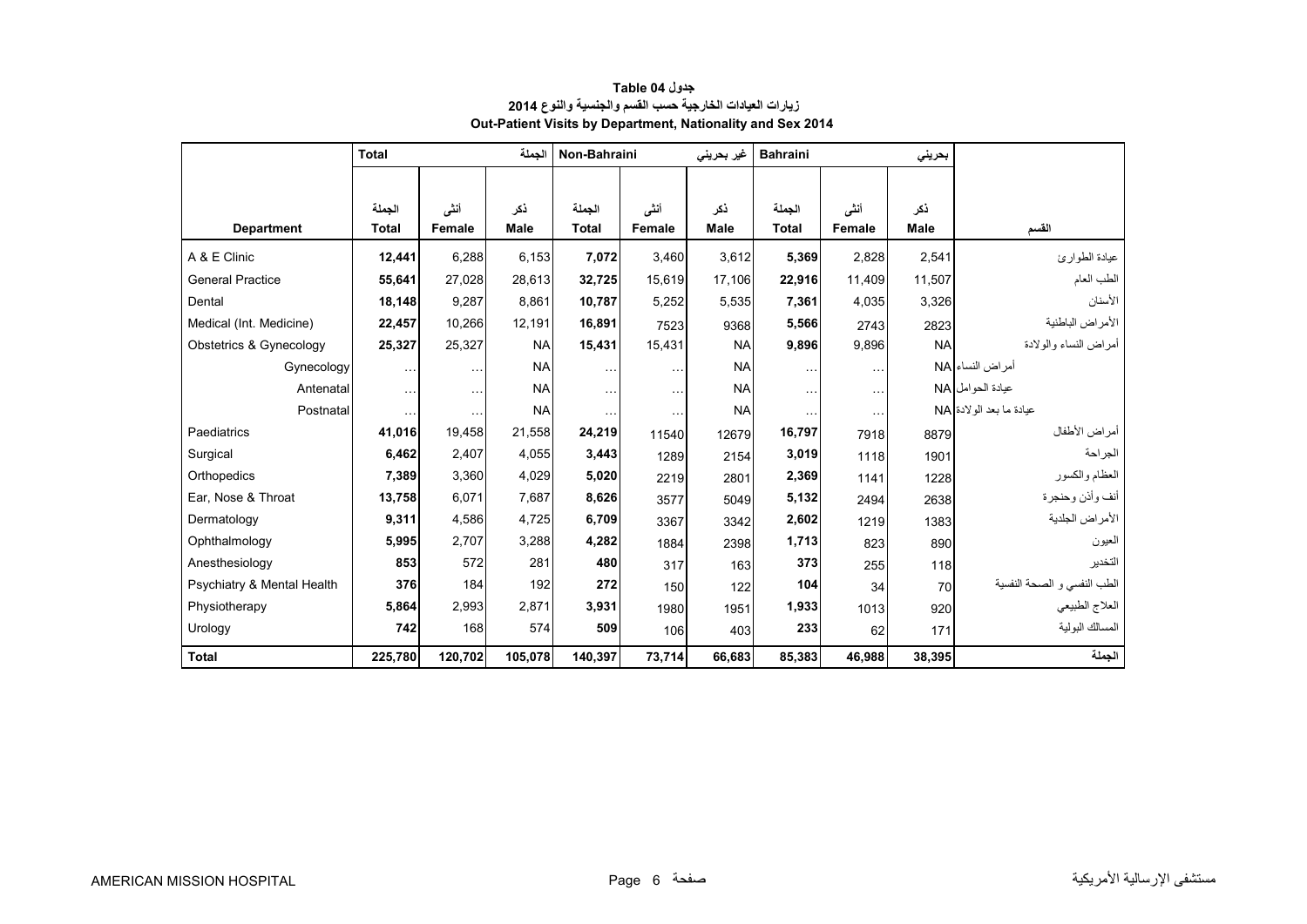**جدول Table 04**

**زيارات العيادات الخارجية حسب القسم والجنسية والنوع 2014**

**Out-Patient Visits by Department, Nationality and Sex 2014**

| | Total | | الجملة | Non-Bahraini | | غير بحريني | Bahraini | | بحريني | |
|---|---|---|---|---|---|---|---|---|---|---|
| **Department** | الجملة **Total** | أنثى **Female** | ذكر **Male** | الجملة **Total** | أنثى **Female** | ذكر **Male** | الجملة **Total** | أنثى **Female** | ذكر **Male** | **القسم** |
| A & E Clinic | **12,441** | 6,288 | 6,153 | **7,072** | 3,460 | 3,612 | **5,369** | 2,828 | 2,541 | عيادة الطوارئ |
| General Practice | **55,641** | 27,028 | 28,613 | **32,725** | 15,619 | 17,106 | **22,916** | 11,409 | 11,507 | الطب العام |
| Dental | **18,148** | 9,287 | 8,861 | **10,787** | 5,252 | 5,535 | **7,361** | 4,035 | 3,326 | الأسنان |
| Medical (Int. Medicine) | **22,457** | 10,266 | 12,191 | **16,891** | 7523 | 9368 | **5,566** | 2743 | 2823 | الأمراض الباطنية |
| Obstetrics & Gynecology | **25,327** | 25,327 | NA | **15,431** | 15,431 | NA | **9,896** | 9,896 | NA | أمراض النساء والولادة |
| Gynecology | … | … | NA | … | … | NA | … | … | NA | أمراض النساء |
| Antenatal | … | … | NA | … | … | NA | … | … | NA | عيادة الحوامل |
| Postnatal | … | … | NA | … | … | NA | … | … | NA | عيادة ما بعد الولادة |
| Paediatrics | **41,016** | 19,458 | 21,558 | **24,219** | 11540 | 12679 | **16,797** | 7918 | 8879 | أمراض الأطفال |
| Surgical | **6,462** | 2,407 | 4,055 | **3,443** | 1289 | 2154 | **3,019** | 1118 | 1901 | الجراحة |
| Orthopedics | **7,389** | 3,360 | 4,029 | **5,020** | 2219 | 2801 | **2,369** | 1141 | 1228 | العظام والكسور |
| Ear, Nose & Throat | **13,758** | 6,071 | 7,687 | **8,626** | 3577 | 5049 | **5,132** | 2494 | 2638 | أنف وأذن وحنجرة |
| Dermatology | **9,311** | 4,586 | 4,725 | **6,709** | 3367 | 3342 | **2,602** | 1219 | 1383 | الأمراض الجلدية |
| Ophthalmology | **5,995** | 2,707 | 3,288 | **4,282** | 1884 | 2398 | **1,713** | 823 | 890 | العيون |
| Anesthesiology | **853** | 572 | 281 | **480** | 317 | 163 | **373** | 255 | 118 | التخدير |
| Psychiatry & Mental Health | **376** | 184 | 192 | **272** | 150 | 122 | **104** | 34 | 70 | الطب النفسي و الصحة النفسية |
| Physiotherapy | **5,864** | 2,993 | 2,871 | **3,931** | 1980 | 1951 | **1,933** | 1013 | 920 | العلاج الطبيعي |
| Urology | **742** | 168 | 574 | **509** | 106 | 403 | **233** | 62 | 171 | المسالك البولية |
| **Total** | **225,780** | **120,702** | **105,078** | **140,397** | **73,714** | **66,683** | **85,383** | **46,988** | **38,395** | **الجملة** |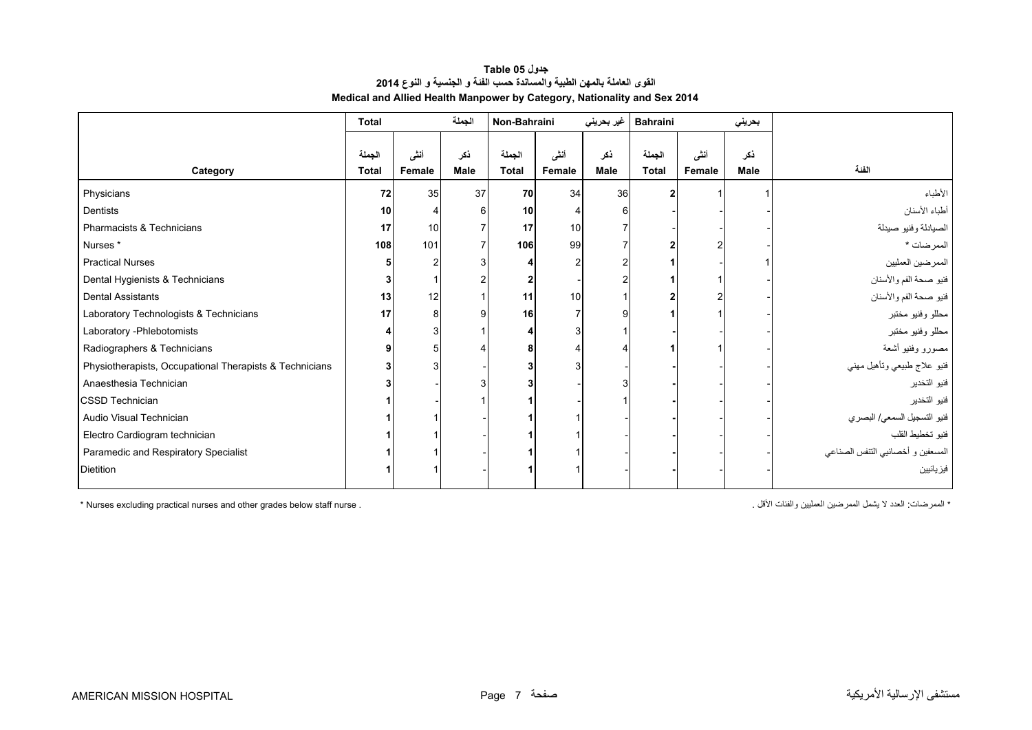**جدول 05 Table**

**القوى العاملة بالمهن الطبية والمساندة حسب الفئة و الجنسية و النوع 2014**

**Medical and Allied Health Manpower by Category, Nationality and Sex 2014**

| | Total | | الجملة | Non-Bahraini | | غير بحريني | Bahraini | | بحريني | |
|---|---|---|---|---|---|---|---|---|---|---|
| **Category** | الجملة **Total** | أنثى **Female** | ذكر **Male** | الجملة **Total** | أنثى **Female** | ذكر **Male** | الجملة **Total** | أنثى **Female** | ذكر **Male** | **الفئة** |
| Physicians | **72** | 35 | 37 | **70** | 34 | 36 | **2** | 1 | 1 | الأطباء |
| Dentists | **10** | 4 | 6 | **10** | 4 | 6 | - | - | - | أطباء الأسنان |
| Pharmacists & Technicians | **17** | 10 | 7 | **17** | 10 | 7 | - | - | - | الصيادلة وفنيو صيدلة |
| Nurses * | **108** | 101 | 7 | **106** | 99 | 7 | **2** | 2 | - | الممرضات * |
| Practical Nurses | **5** | 2 | 3 | **4** | 2 | 2 | **1** | - | 1 | الممرضين العمليين |
| Dental Hygienists & Technicians | **3** | 1 | 2 | **2** | - | 2 | **1** | 1 | - | فنيو صحة الفم والأسنان |
| Dental Assistants | **13** | 12 | 1 | **11** | 10 | 1 | **2** | 2 | - | فنيو صحة الفم والأسنان |
| Laboratory Technologists & Technicians | **17** | 8 | 9 | **16** | 7 | 9 | **1** | 1 | - | محللو وفنيو مختبر |
| Laboratory -Phlebotomists | **4** | 3 | 1 | **4** | 3 | 1 | **-** | - | - | محللو وفنيو مختبر |
| Radiographers & Technicians | **9** | 5 | 4 | **8** | 4 | 4 | **1** | 1 | - | مصورو وفنيو أشعة |
| Physiotherapists, Occupational Therapists & Technicians | **3** | 3 | - | **3** | 3 | - | **-** | - | - | فنيو علاج طبيعي وتأهيل مهني |
| Anaesthesia Technician | **3** | - | 3 | **3** | - | 3 | **-** | - | - | فنيو التخدير |
| CSSD Technician | **1** | - | 1 | **1** | - | 1 | **-** | - | - | فنيو التخدير |
| Audio Visual Technician | **1** | 1 | - | **1** | 1 | - | **-** | - | - | فنيو التسجيل السمعي/ البصري |
| Electro Cardiogram technician | **1** | 1 | - | **1** | 1 | - | **-** | - | - | فنيو تخطيط القلب |
| Paramedic and Respiratory Specialist | **1** | 1 | - | **1** | 1 | - | **-** | - | - | المسعفين و أخصائيي التنفس الصناعي |
| Dietition | **1** | 1 | - | **1** | 1 | - | **-** | - | - | فيزيائيين |

* Nurses excluding practical nurses and other grades below staff nurse .

* الممرضات: العدد لا يشمل الممرضين العمليين والفئات الأقل .

AMERICAN MISSION HOSPITAL — مستشفى الإرسالية الأمريكية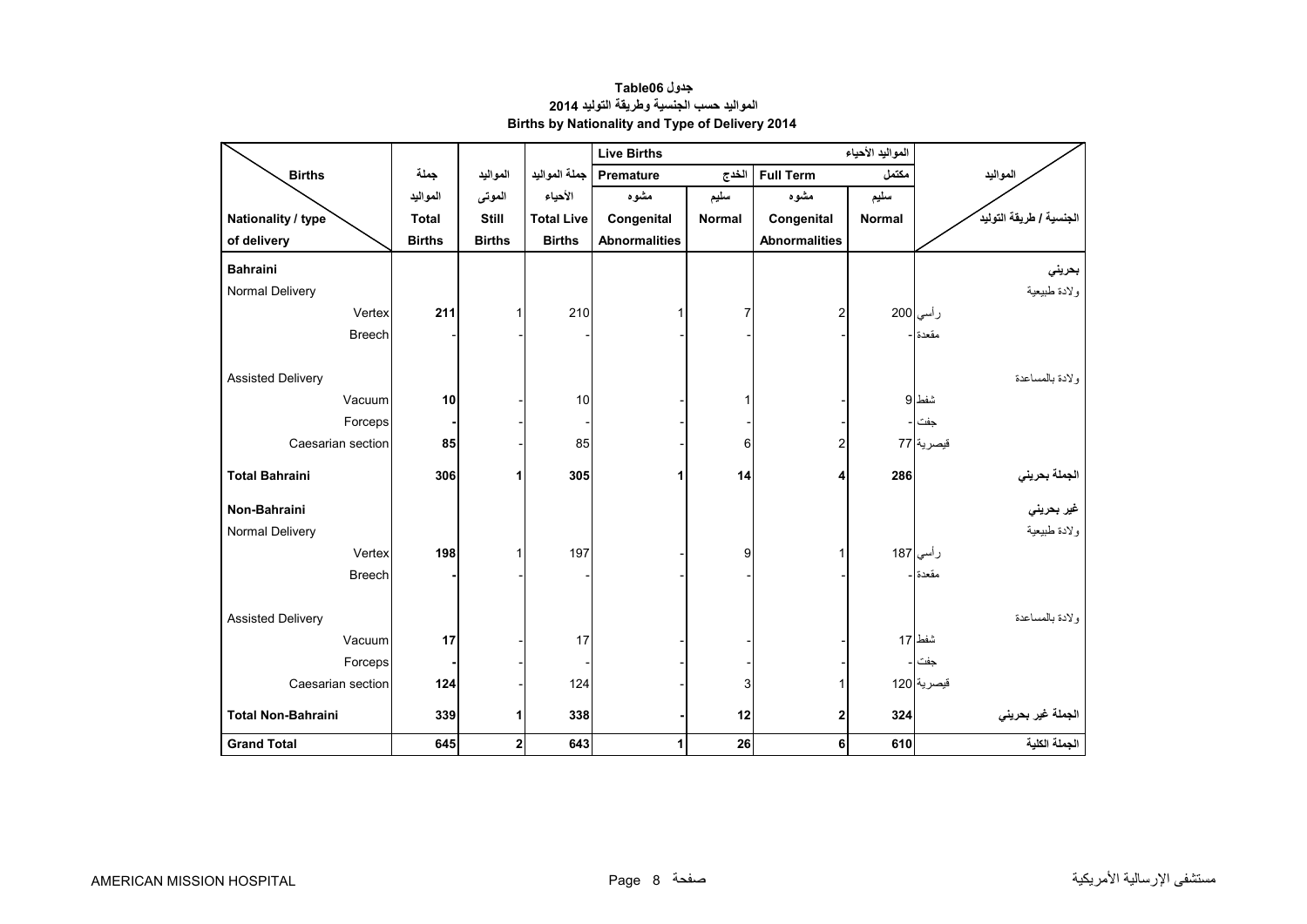# جدول Table06

## المواليد حسب الجنسية وطريقة التوليد 2014

## Births by Nationality and Type of Delivery 2014

| Births / Nationality / type of delivery | جملة المواليد Total Births | المواليد الموتى Still Births | جملة المواليد الأحياء Total Live Births | Live Births المواليد الأحياء — Premature الخدج — مشوه Congenital Abnormalities | سليم Normal | Full Term مكتمل — مشوه Congenital Abnormalities | سليم Normal | المواليد / الجنسية / طريقة التوليد |
|---|---|---|---|---|---|---|---|---|
| **Bahraini** | | | | | | | | **بحريني** |
| Normal Delivery | | | | | | | | ولادة طبيعية |
| Vertex | **211** | 1 | 210 | 1 | 7 | 2 | 200 | رأسي |
| Breech | - | - | - | - | - | - | - | مقعدة |
| Assisted Delivery | | | | | | | | ولادة بالمساعدة |
| Vacuum | **10** | - | 10 | - | 1 | - | 9 | شفط |
| Forceps | **-** | - | - | - | - | - | - | جفت |
| Caesarian section | **85** | - | 85 | - | 6 | 2 | 77 | قيصرية |
| **Total Bahraini** | **306** | **1** | **305** | **1** | **14** | **4** | **286** | **الجملة بحريني** |
| **Non-Bahraini** | | | | | | | | **غير بحريني** |
| Normal Delivery | | | | | | | | ولادة طبيعية |
| Vertex | **198** | 1 | 197 | - | 9 | 1 | 187 | رأسي |
| Breech | **-** | - | - | - | - | - | - | مقعدة |
| Assisted Delivery | | | | | | | | ولادة بالمساعدة |
| Vacuum | **17** | - | 17 | - | - | - | 17 | شفط |
| Forceps | **-** | - | - | - | - | - | - | جفت |
| Caesarian section | **124** | - | 124 | - | 3 | 1 | 120 | قيصرية |
| **Total Non-Bahraini** | **339** | **1** | **338** | **-** | **12** | **2** | **324** | **الجملة غير بحريني** |
| **Grand Total** | **645** | **2** | **643** | **1** | **26** | **6** | **610** | **الجملة الكلية** |

AMERICAN MISSION HOSPITAL مستشفى الإرسالية الأمريكية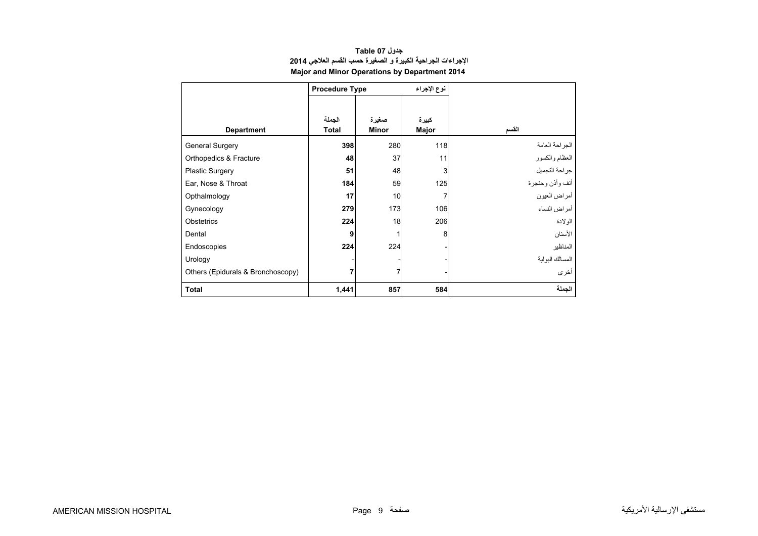**جدول Table 07**

**الإجراءات الجراحية الكبيرة و الصغيرة حسب القسم العلاجي 2014**

**Major and Minor Operations by Department 2014**

| Department | Procedure Type | | نوع الإجراء | القسم |
|---|---|---|---|---|
| | الجملة **Total** | صغيرة **Minor** | كبيرة **Major** | |
| General Surgery | **398** | 280 | 118 | الجراحة العامة |
| Orthopedics & Fracture | **48** | 37 | 11 | العظام والكسور |
| Plastic Surgery | **51** | 48 | 3 | جراحة التجميل |
| Ear, Nose & Throat | **184** | 59 | 125 | أنف وأذن وحنجرة |
| Opthalmology | **17** | 10 | 7 | أمراض العيون |
| Gynecology | **279** | 173 | 106 | أمراض النساء |
| Obstetrics | **224** | 18 | 206 | الولادة |
| Dental | **9** | 1 | 8 | الأسنان |
| Endoscopies | **224** | 224 | - | المناظير |
| Urology | - | - | - | المسالك البولية |
| Others (Epidurals & Bronchoscopy) | **7** | 7 | - | أخرى |
| **Total** | **1,441** | **857** | **584** | **الجملة** |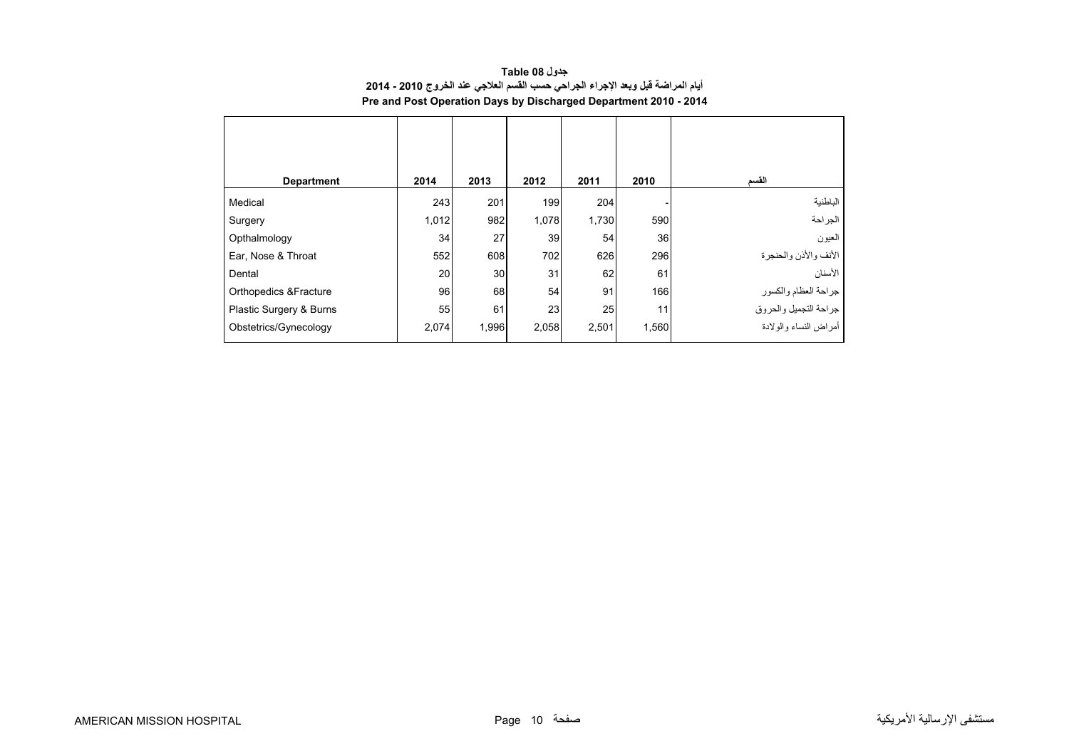**جدول 08 Table**

**أيام المراضة قبل وبعد الإجراء الجراحي حسب القسم العلاجي عند الخروج 2010 - 2014**

**Pre and Post Operation Days by Discharged Department 2010 - 2014**

| Department | 2014 | 2013 | 2012 | 2011 | 2010 | القسم |
|---|---|---|---|---|---|---|
| Medical | 243 | 201 | 199 | 204 | - | الباطنية |
| Surgery | 1,012 | 982 | 1,078 | 1,730 | 590 | الجراحة |
| Opthalmology | 34 | 27 | 39 | 54 | 36 | العيون |
| Ear, Nose & Throat | 552 | 608 | 702 | 626 | 296 | الأنف والأذن والحنجرة |
| Dental | 20 | 30 | 31 | 62 | 61 | الأسنان |
| Orthopedics &Fracture | 96 | 68 | 54 | 91 | 166 | جراحة العظام والكسور |
| Plastic Surgery & Burns | 55 | 61 | 23 | 25 | 11 | جراحة التجميل والحروق |
| Obstetrics/Gynecology | 2,074 | 1,996 | 2,058 | 2,501 | 1,560 | أمراض النساء والولادة |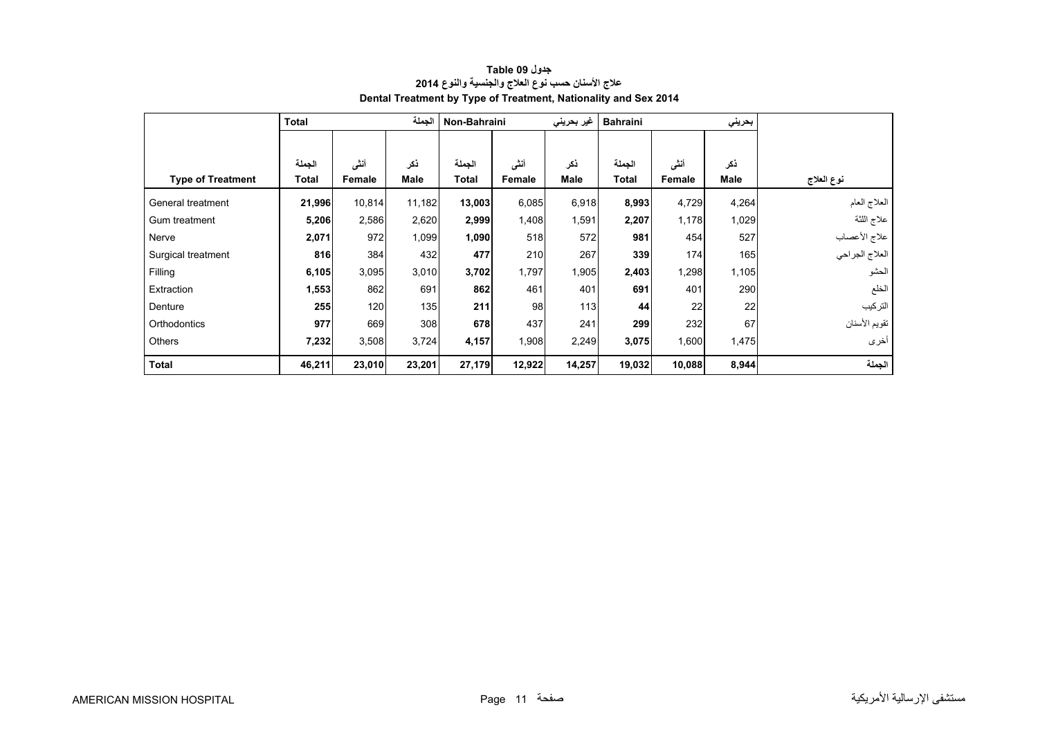**جدول 09 Table**

**علاج الأسنان حسب نوع العلاج والجنسية والنوع 2014**

**Dental Treatment by Type of Treatment, Nationality and Sex 2014**

| | Total | | الجملة | Non-Bahraini | | غير بحريني | Bahraini | | بحريني | |
|---|---|---|---|---|---|---|---|---|---|---|
| **Type of Treatment** | الجملة **Total** | أنثى **Female** | ذكر **Male** | الجملة **Total** | أنثى **Female** | ذكر **Male** | الجملة **Total** | أنثى **Female** | ذكر **Male** | **نوع العلاج** |
| General treatment | **21,996** | 10,814 | 11,182 | **13,003** | 6,085 | 6,918 | **8,993** | 4,729 | 4,264 | العلاج العام |
| Gum treatment | **5,206** | 2,586 | 2,620 | **2,999** | 1,408 | 1,591 | **2,207** | 1,178 | 1,029 | علاج اللثة |
| Nerve | **2,071** | 972 | 1,099 | **1,090** | 518 | 572 | **981** | 454 | 527 | علاج الأعصاب |
| Surgical treatment | **816** | 384 | 432 | **477** | 210 | 267 | **339** | 174 | 165 | العلاج الجراحي |
| Filling | **6,105** | 3,095 | 3,010 | **3,702** | 1,797 | 1,905 | **2,403** | 1,298 | 1,105 | الحشو |
| Extraction | **1,553** | 862 | 691 | **862** | 461 | 401 | **691** | 401 | 290 | الخلع |
| Denture | **255** | 120 | 135 | **211** | 98 | 113 | **44** | 22 | 22 | التركيب |
| Orthodontics | **977** | 669 | 308 | **678** | 437 | 241 | **299** | 232 | 67 | تقويم الأسنان |
| Others | **7,232** | 3,508 | 3,724 | **4,157** | 1,908 | 2,249 | **3,075** | 1,600 | 1,475 | أخرى |
| **Total** | **46,211** | **23,010** | **23,201** | **27,179** | **12,922** | **14,257** | **19,032** | **10,088** | **8,944** | **الجملة** |

AMERICAN MISSION HOSPITAL

مستشفى الإرسالية الأمريكية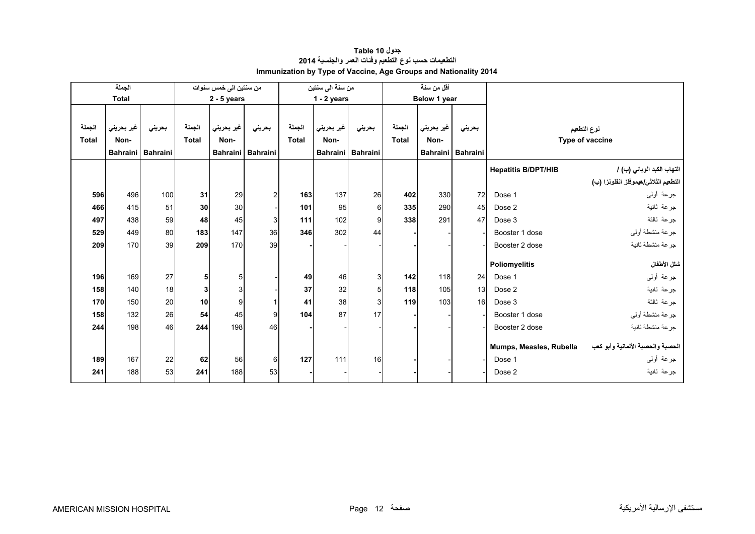**جدول 10 Table**
**التطعيمات حسب نوع التطعيم وفئات العمر والجنسية 2014**
**Immunization by Type of Vaccine, Age Groups and Nationality 2014**

| الجملة Total | | | من سنتين الى خمس سنوات 2 - 5 years | | | من سنة الى سنتين 1 - 2 years | | | أقل من سنة Below 1 year | | | | |
|---|---|---|---|---|---|---|---|---|---|---|---|---|---|
| الجملة Total | غير بحريني Non-Bahraini | بحريني Bahraini | الجملة Total | غير بحريني Non-Bahraini | بحريني Bahraini | الجملة Total | غير بحريني Non-Bahraini | بحريني Bahraini | الجملة Total | غير بحريني Non-Bahraini | بحريني Bahraini | Type of vaccine | نوع التطعيم |
| | | | | | | | | | | | | **Hepatitis B/DPT/HIB** | **التهاب الكبد الوبائي (ب) / التطعيم الثلاثي/هيموفلز انفلونزا (ب)** |
| **596** | 496 | 100 | **31** | 29 | 2 | **163** | 137 | 26 | **402** | 330 | 72 | Dose 1 | جرعة أولى |
| **466** | 415 | 51 | **30** | 30 | - | **101** | 95 | 6 | **335** | 290 | 45 | Dose 2 | جرعة ثانية |
| **497** | 438 | 59 | **48** | 45 | 3 | **111** | 102 | 9 | **338** | 291 | 47 | Dose 3 | جرعة ثالثة |
| **529** | 449 | 80 | **183** | 147 | 36 | **346** | 302 | 44 | **-** | - | - | Booster 1 dose | جرعة منشطة أولى |
| **209** | 170 | 39 | **209** | 170 | 39 | **-** | - | - | **-** | - | - | Booster 2 dose | جرعة منشطة ثانية |
| | | | | | | | | | | | | **Poliomyelitis** | **شلل الأطفال** |
| **196** | 169 | 27 | **5** | 5 | - | **49** | 46 | 3 | **142** | 118 | 24 | Dose 1 | جرعة أولى |
| **158** | 140 | 18 | **3** | 3 | - | **37** | 32 | 5 | **118** | 105 | 13 | Dose 2 | جرعة ثانية |
| **170** | 150 | 20 | **10** | 9 | 1 | **41** | 38 | 3 | **119** | 103 | 16 | Dose 3 | جرعة ثالثة |
| **158** | 132 | 26 | **54** | 45 | 9 | **104** | 87 | 17 | **-** | - | - | Booster 1 dose | جرعة منشطة أولى |
| **244** | 198 | 46 | **244** | 198 | 46 | **-** | - | - | **-** | - | - | Booster 2 dose | جرعة منشطة ثانية |
| | | | | | | | | | | | | **Mumps, Measles, Rubella** | **الحصبة والحصبة الألمانية وأبو كعب** |
| **189** | 167 | 22 | **62** | 56 | 6 | **127** | 111 | 16 | **-** | - | - | Dose 1 | جرعة أولى |
| **241** | 188 | 53 | **241** | 188 | 53 | **-** | - | - | **-** | - | - | Dose 2 | جرعة ثانية |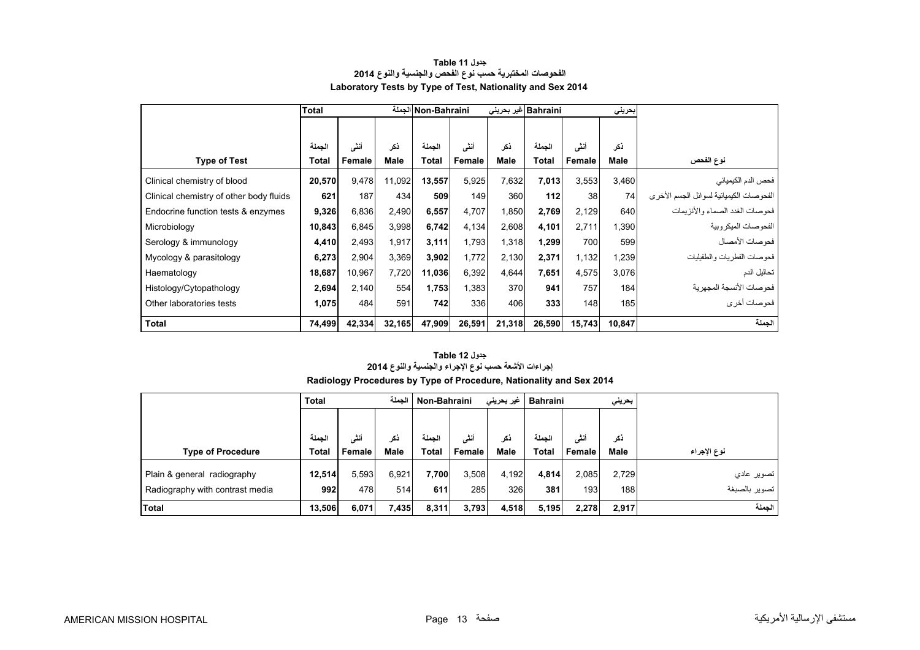**جدول Table 11**

**الفحوصات المختبرية حسب نوع الفحص والجنسية والنوع 2014**

**Laboratory Tests by Type of Test, Nationality and Sex 2014**

| | Total | | الجملة | Non-Bahraini | | غير بحريني | Bahraini | | بحريني | |
|---|---|---|---|---|---|---|---|---|---|---|
| **Type of Test** | الجملة **Total** | أنثى **Female** | ذكر **Male** | الجملة **Total** | أنثى **Female** | ذكر **Male** | الجملة **Total** | أنثى **Female** | ذكر **Male** | **نوع الفحص** |
| Clinical chemistry of blood | **20,570** | 9,478 | 11,092 | **13,557** | 5,925 | 7,632 | **7,013** | 3,553 | 3,460 | فحص الدم الكيميائي |
| Clinical chemistry of other body fluids | **621** | 187 | 434 | **509** | 149 | 360 | **112** | 38 | 74 | الفحوصات الكيميائية لسوائل الجسم الأخرى |
| Endocrine function tests & enzymes | **9,326** | 6,836 | 2,490 | **6,557** | 4,707 | 1,850 | **2,769** | 2,129 | 640 | فحوصات الغدد الصماء والأنزيمات |
| Microbiology | **10,843** | 6,845 | 3,998 | **6,742** | 4,134 | 2,608 | **4,101** | 2,711 | 1,390 | الفحوصات الميكروبية |
| Serology & immunology | **4,410** | 2,493 | 1,917 | **3,111** | 1,793 | 1,318 | **1,299** | 700 | 599 | فحوصات الأمصال |
| Mycology & parasitology | **6,273** | 2,904 | 3,369 | **3,902** | 1,772 | 2,130 | **2,371** | 1,132 | 1,239 | فحوصات الفطريات والطفيليات |
| Haematology | **18,687** | 10,967 | 7,720 | **11,036** | 6,392 | 4,644 | **7,651** | 4,575 | 3,076 | تحاليل الدم |
| Histology/Cytopathology | **2,694** | 2,140 | 554 | **1,753** | 1,383 | 370 | **941** | 757 | 184 | فحوصات الأنسجة المجهرية |
| Other laboratories tests | **1,075** | 484 | 591 | **742** | 336 | 406 | **333** | 148 | 185 | فحوصات أخرى |
| **Total** | **74,499** | **42,334** | **32,165** | **47,909** | **26,591** | **21,318** | **26,590** | **15,743** | **10,847** | **الجملة** |

**جدول Table 12**

**إجراءات الأشعة حسب نوع الإجراء والجنسية والنوع 2014**

**Radiology Procedures by Type of Procedure, Nationality and Sex 2014**

| | Total | | الجملة | Non-Bahraini | | غير بحريني | Bahraini | | بحريني | |
|---|---|---|---|---|---|---|---|---|---|---|
| **Type of Procedure** | الجملة **Total** | أنثى **Female** | ذكر **Male** | الجملة **Total** | أنثى **Female** | ذكر **Male** | الجملة **Total** | أنثى **Female** | ذكر **Male** | **نوع الإجراء** |
| Plain & general radiography | **12,514** | 5,593 | 6,921 | **7,700** | 3,508 | 4,192 | **4,814** | 2,085 | 2,729 | تصوير عادي |
| Radiography with contrast media | **992** | 478 | 514 | **611** | 285 | 326 | **381** | 193 | 188 | تصوير بالصبغة |
| **Total** | **13,506** | **6,071** | **7,435** | **8,311** | **3,793** | **4,518** | **5,195** | **2,278** | **2,917** | **الجملة** |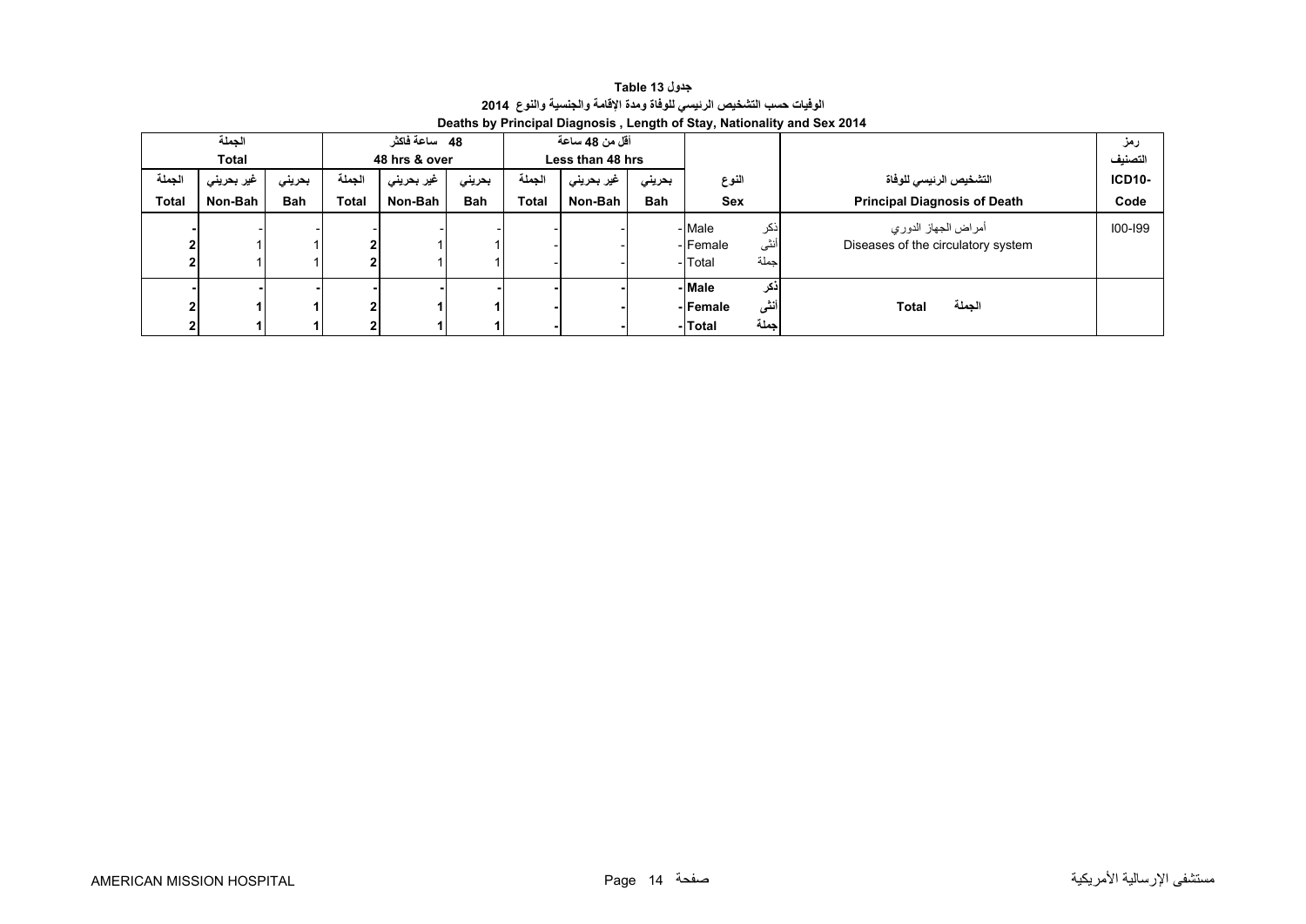**جدول 13 Table 13**

**الوفيات حسب التشخيص الرئيسي للوفاة ومدة الإقامة والجنسية والنوع 2014**

**Deaths by Principal Diagnosis , Length of Stay, Nationality and Sex 2014**

| الجملة Total | | | 48 ساعة فاكثر 48 hrs & over | | | أقل من 48 ساعة Less than 48 hrs | | | | | | رمز التصنيف |
|---|---|---|---|---|---|---|---|---|---|---|---|---|
| الجملة Total | غير بحريني Non-Bah | بحريني Bah | الجملة Total | غير بحريني Non-Bah | بحريني Bah | الجملة Total | غير بحريني Non-Bah | بحريني Bah | النوع Sex | | التشخيص الرئيسي للوفاة Principal Diagnosis of Death | ICD10- Code |
| - | - | - | - | - | - | - | - | - | Male | ذكر | أمراض الجهاز الدوري Diseases of the circulatory system | I00-I99 |
| 2 | 1 | 1 | 2 | 1 | 1 | - | - | - | Female | أنثى | | |
| 2 | 1 | 1 | 2 | 1 | 1 | - | - | - | Total | جملة | | |
| **-** | **-** | **-** | **-** | **-** | **-** | **-** | **-** | **-** | **Male** | **ذكر** | **Total الجملة** | |
| **2** | **1** | **1** | **2** | **1** | **1** | **-** | **-** | **-** | **Female** | **أنثى** | | |
| **2** | **1** | **1** | **2** | **1** | **1** | **-** | **-** | **-** | **Total** | **جملة** | | |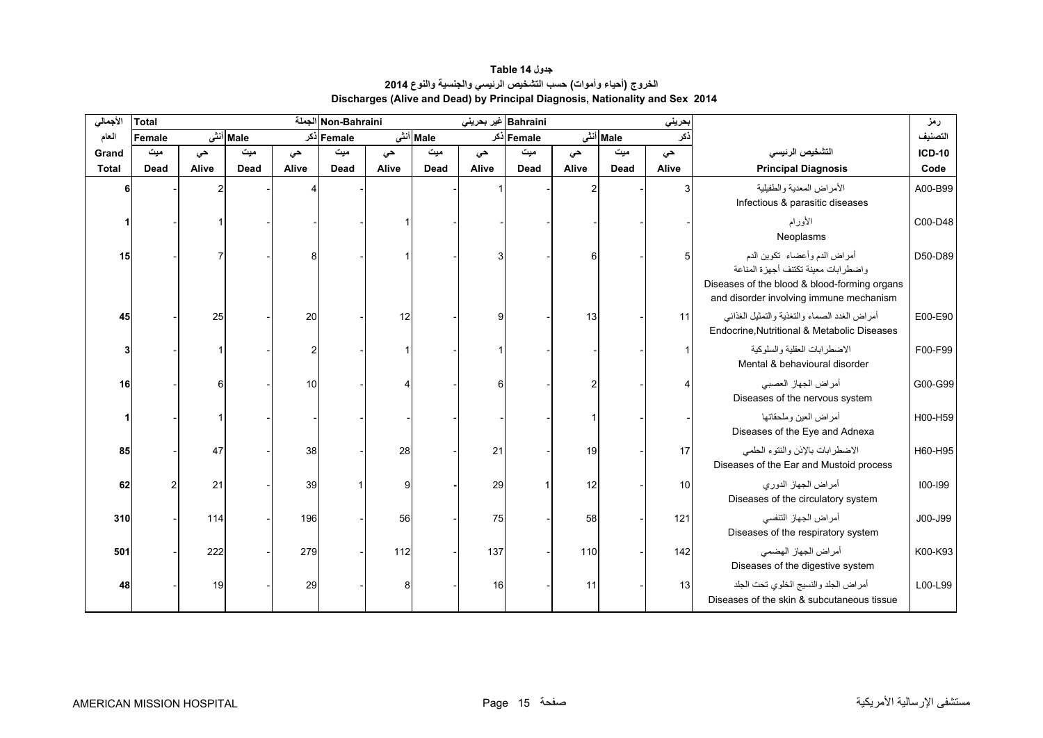# جدول 14 Table

## الخروج (أحياء وأموات) حسب التشخيص الرئيسي والجنسية والنوع 2014

## Discharges (Alive and Dead) by Principal Diagnosis, Nationality and Sex 2014

| الأجمالي | Total | | | | Non-Bahraini الجملة | | | | Bahraini غير بحريني | | | بحريني | | رمز |
|---|---|---|---|---|---|---|---|---|---|---|---|---|---|---|
| العام | Female | أنثى | Male | ذكر | Female | أنثى | Male | ذكر | Female | أنثى | Male | ذكر | | التصنيف |
| Grand | ميت | حي | ميت | حي | ميت | حي | ميت | حي | ميت | حي | ميت | حي | التشخيص الرئيسي | ICD-10 |
| Total | Dead | Alive | Dead | Alive | Dead | Alive | Dead | Alive | Dead | Alive | Dead | Alive | Principal Diagnosis | Code |
| 6 | - | 2 | - | 4 | - | | - | 1 | - | 2 | - | 3 | الأمراض المعدية والطفيلية Infectious & parasitic diseases | A00-B99 |
| 1 | - | 1 | - | - | - | 1 | - | - | - | - | - | - | الأورام Neoplasms | C00-D48 |
| 15 | - | 7 | - | 8 | - | 1 | - | 3 | - | 6 | - | 5 | أمراض الدم وأعضاء تكوين الدم واضطرابات معينة تكتنف أجهزة المناعة Diseases of the blood & blood-forming organs and disorder involving immune mechanism | D50-D89 |
| 45 | - | 25 | - | 20 | - | 12 | - | 9 | - | 13 | - | 11 | أمراض الغدد الصماء والتغذية والتمثيل الغذائي Endocrine,Nutritional & Metabolic Diseases | E00-E90 |
| 3 | - | 1 | - | 2 | - | 1 | - | 1 | - | - | - | 1 | الاضطرابات العقلية والسلوكية Mental & behavioural disorder | F00-F99 |
| 16 | - | 6 | - | 10 | - | 4 | - | 6 | - | 2 | - | 4 | أمراض الجهاز العصبي Diseases of the nervous system | G00-G99 |
| 1 | - | 1 | - | - | - | - | - | - | - | 1 | - | - | أمراض العين وملحقاتها Diseases of the Eye and Adnexa | H00-H59 |
| 85 | - | 47 | - | 38 | - | 28 | - | 21 | - | 19 | - | 17 | الاضطرابات بالإذن والنتوء الحلمي Diseases of the Ear and Mustoid process | H60-H95 |
| 62 | 2 | 21 | - | 39 | 1 | 9 | - | 29 | 1 | 12 | - | 10 | أمراض الجهاز الدوري Diseases of the circulatory system | I00-I99 |
| 310 | - | 114 | - | 196 | - | 56 | - | 75 | - | 58 | - | 121 | أمراض الجهاز التنفسي Diseases of the respiratory system | J00-J99 |
| 501 | - | 222 | - | 279 | - | 112 | - | 137 | - | 110 | - | 142 | أمراض الجهاز الهضمي Diseases of the digestive system | K00-K93 |
| 48 | - | 19 | - | 29 | - | 8 | - | 16 | - | 11 | - | 13 | أمراض الجلد والنسيج الخلوي تحت الجلد Diseases of the skin & subcutaneous tissue | L00-L99 |

AMERICAN MISSION HOSPITAL — مستشفى الإرسالية الأمريكية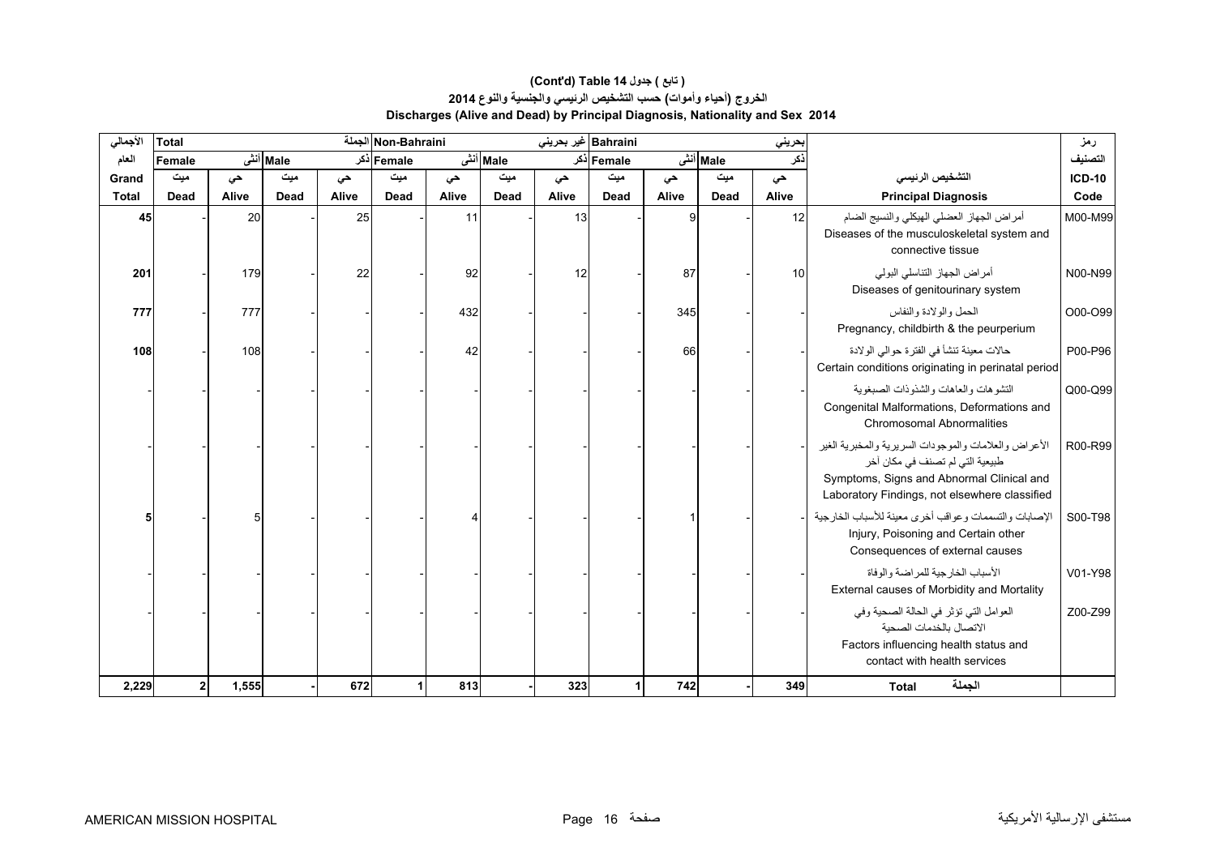### (Cont'd) Table 14 جدول ( تابع )
### الخروج (أحياء وأموات) حسب التشخيص الرئيسي والجنسية والنوع 2014
### Discharges (Alive and Dead) by Principal Diagnosis, Nationality and Sex 2014

| الأجمالي العام | Total الجملة | | | | Non-Bahraini غير بحريني | | | | Bahraini بحريني | | | | | رمز التصنيف |
|---|---|---|---|---|---|---|---|---|---|---|---|---|---|---|
| | Female أنثى | | Male ذكر | | Female أنثى | | Male ذكر | | Female أنثى | | Male ذكر | | | |
| Grand Total | ميت Dead | حي Alive | ميت Dead | حي Alive | ميت Dead | حي Alive | ميت Dead | حي Alive | ميت Dead | حي Alive | ميت Dead | حي Alive | التشخيص الرئيسي Principal Diagnosis | ICD-10 Code |
| 45 | - | 20 | - | 25 | - | 11 | - | 13 | - | 9 | - | 12 | أمراض الجهاز العضلي الهيكلي والنسيج الضام Diseases of the musculoskeletal system and connective tissue | M00-M99 |
| 201 | - | 179 | - | 22 | - | 92 | - | 12 | - | 87 | - | 10 | أمراض الجهاز التناسلي البولي Diseases of genitourinary system | N00-N99 |
| 777 | - | 777 | - | - | - | 432 | - | - | - | 345 | - | - | الحمل والولادة والنفاس Pregnancy, childbirth & the peurperium | O00-O99 |
| 108 | - | 108 | - | - | - | 42 | - | - | - | 66 | - | - | حالات معينة تنشأ في الفترة حوالي الولادة Certain conditions originating in perinatal period | P00-P96 |
| - | - | - | - | - | - | - | - | - | - | - | - | - | التشوهات والعاهات والشذوذات الصبغوية Congenital Malformations, Deformations and Chromosomal Abnormalities | Q00-Q99 |
| - | - | - | - | - | - | - | - | - | - | - | - | - | الأعراض والعلامات والموجودات السريرية والمخبرية الغير طبيعية التي لم تصنف في مكان آخر Symptoms, Signs and Abnormal Clinical and Laboratory Findings, not elsewhere classified | R00-R99 |
| 5 | - | 5 | - | - | - | 4 | - | - | - | 1 | - | - | الإصابات والتسممات وعواقب أخرى معينة للأسباب الخارجية Injury, Poisoning and Certain other Consequences of external causes | S00-T98 |
| - | - | - | - | - | - | - | - | - | - | - | - | - | الأسباب الخارجية للمراضة والوفاة External causes of Morbidity and Mortality | V01-Y98 |
| - | - | - | - | - | - | - | - | - | - | - | - | - | العوامل التي تؤثر في الحالة الصحية وفي الاتصال بالخدمات الصحية Factors influencing health status and contact with health services | Z00-Z99 |
| 2,229 | 2 | 1,555 | - | 672 | 1 | 813 | - | 323 | 1 | 742 | - | 349 | Total الجملة | |

AMERICAN MISSION HOSPITAL مستشفى الإرسالية الأمريكية